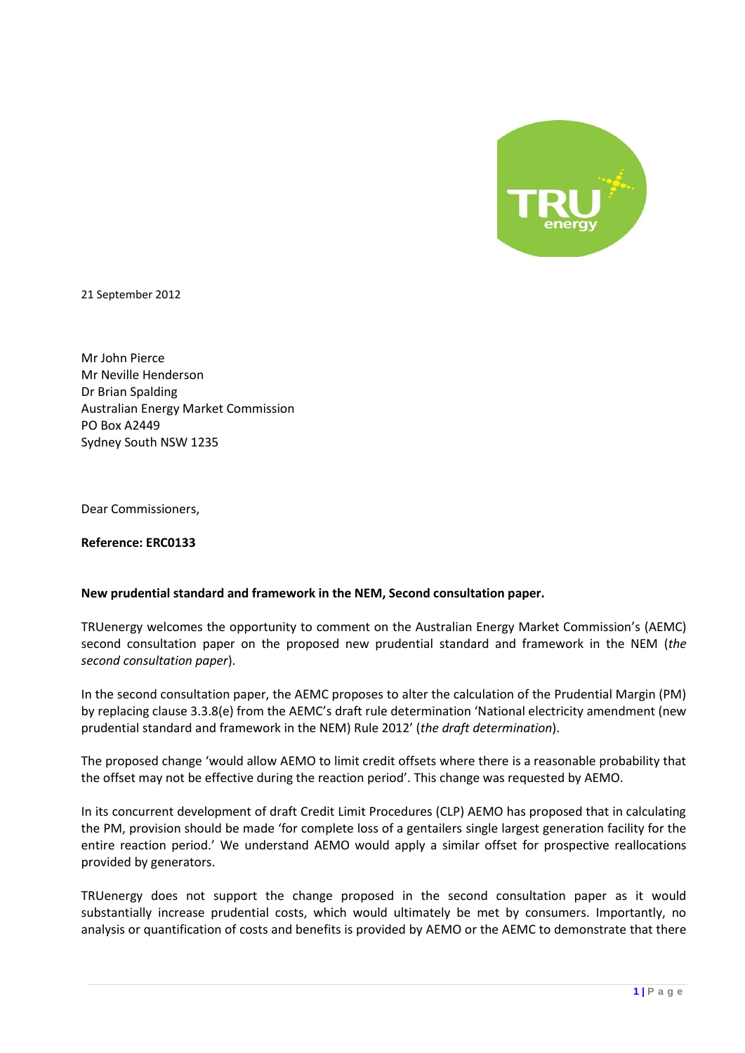21 September 2012

Mr John Pierce
Mr Neville Henderson
Dr Brian Spalding
Australian Energy Market Commission
PO Box A2449
Sydney South NSW 1235

Dear Commissioners,

**Reference: ERC0133**

**New prudential standard and framework in the NEM, Second consultation paper.**

TRUenergy welcomes the opportunity to comment on the Australian Energy Market Commission's (AEMC) second consultation paper on the proposed new prudential standard and framework in the NEM (*the second consultation paper*).

In the second consultation paper, the AEMC proposes to alter the calculation of the Prudential Margin (PM) by replacing clause 3.3.8(e) from the AEMC's draft rule determination 'National electricity amendment (new prudential standard and framework in the NEM) Rule 2012' (*the draft determination*).

The proposed change 'would allow AEMO to limit credit offsets where there is a reasonable probability that the offset may not be effective during the reaction period'. This change was requested by AEMO.

In its concurrent development of draft Credit Limit Procedures (CLP) AEMO has proposed that in calculating the PM, provision should be made 'for complete loss of a gentailers single largest generation facility for the entire reaction period.' We understand AEMO would apply a similar offset for prospective reallocations provided by generators.

TRUenergy does not support the change proposed in the second consultation paper as it would substantially increase prudential costs, which would ultimately be met by consumers. Importantly, no analysis or quantification of costs and benefits is provided by AEMO or the AEMC to demonstrate that there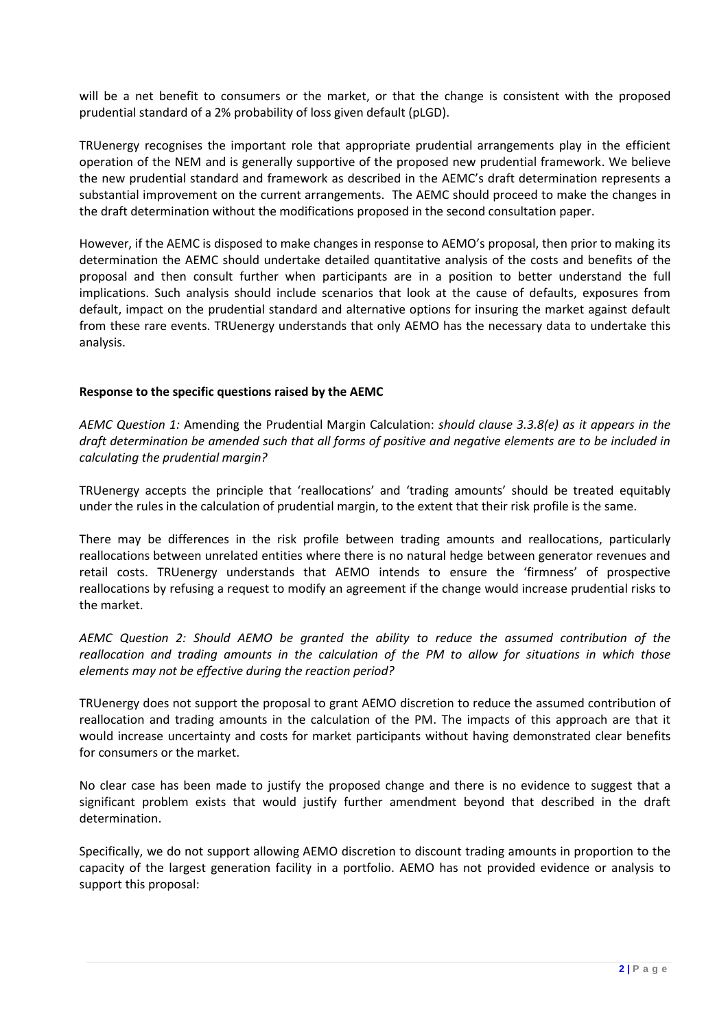will be a net benefit to consumers or the market, or that the change is consistent with the proposed prudential standard of a 2% probability of loss given default (pLGD).

TRUenergy recognises the important role that appropriate prudential arrangements play in the efficient operation of the NEM and is generally supportive of the proposed new prudential framework. We believe the new prudential standard and framework as described in the AEMC's draft determination represents a substantial improvement on the current arrangements. The AEMC should proceed to make the changes in the draft determination without the modifications proposed in the second consultation paper.

However, if the AEMC is disposed to make changes in response to AEMO's proposal, then prior to making its determination the AEMC should undertake detailed quantitative analysis of the costs and benefits of the proposal and then consult further when participants are in a position to better understand the full implications. Such analysis should include scenarios that look at the cause of defaults, exposures from default, impact on the prudential standard and alternative options for insuring the market against default from these rare events. TRUenergy understands that only AEMO has the necessary data to undertake this analysis.

**Response to the specific questions raised by the AEMC**

*AEMC Question 1:* Amending the Prudential Margin Calculation: *should clause 3.3.8(e) as it appears in the draft determination be amended such that all forms of positive and negative elements are to be included in calculating the prudential margin?*

TRUenergy accepts the principle that 'reallocations' and 'trading amounts' should be treated equitably under the rules in the calculation of prudential margin, to the extent that their risk profile is the same.

There may be differences in the risk profile between trading amounts and reallocations, particularly reallocations between unrelated entities where there is no natural hedge between generator revenues and retail costs. TRUenergy understands that AEMO intends to ensure the 'firmness' of prospective reallocations by refusing a request to modify an agreement if the change would increase prudential risks to the market.

*AEMC Question 2: Should AEMO be granted the ability to reduce the assumed contribution of the reallocation and trading amounts in the calculation of the PM to allow for situations in which those elements may not be effective during the reaction period?*

TRUenergy does not support the proposal to grant AEMO discretion to reduce the assumed contribution of reallocation and trading amounts in the calculation of the PM. The impacts of this approach are that it would increase uncertainty and costs for market participants without having demonstrated clear benefits for consumers or the market.

No clear case has been made to justify the proposed change and there is no evidence to suggest that a significant problem exists that would justify further amendment beyond that described in the draft determination.

Specifically, we do not support allowing AEMO discretion to discount trading amounts in proportion to the capacity of the largest generation facility in a portfolio. AEMO has not provided evidence or analysis to support this proposal: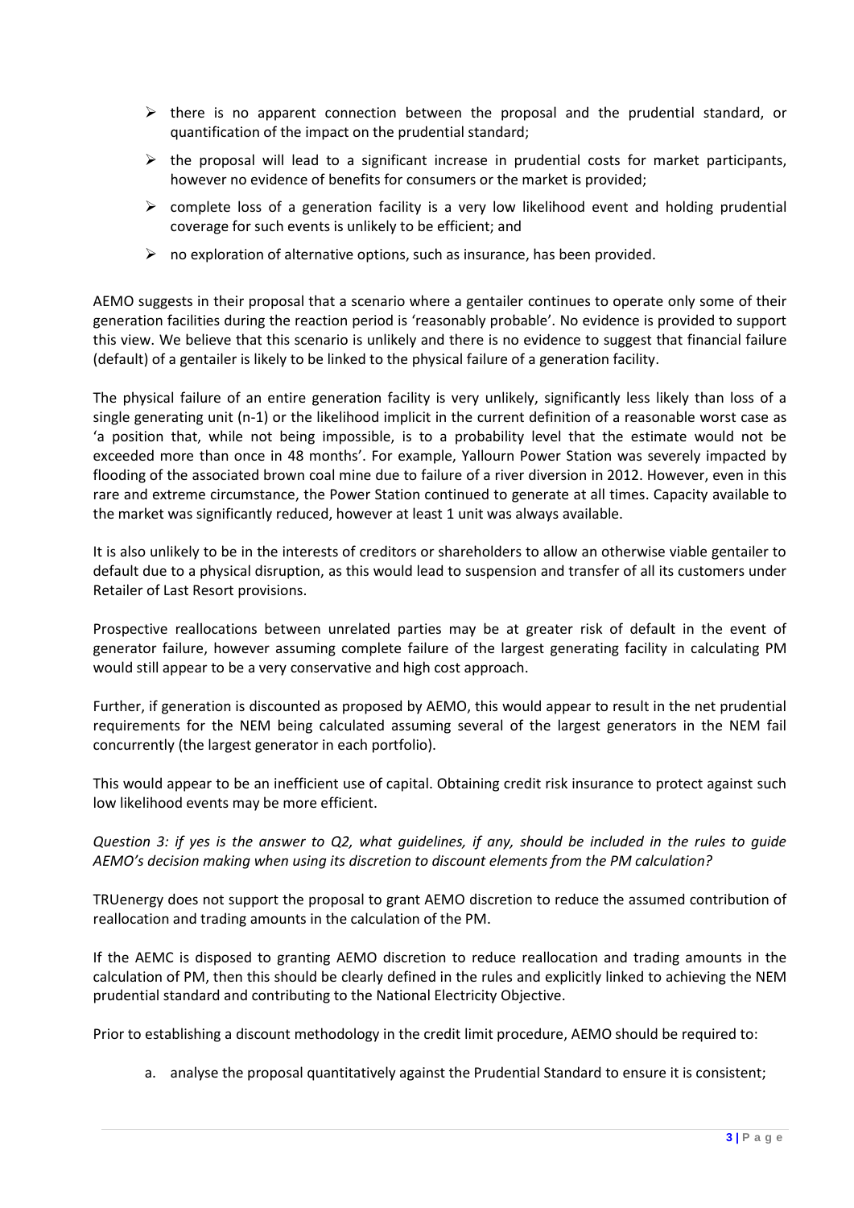- there is no apparent connection between the proposal and the prudential standard, or quantification of the impact on the prudential standard;
- the proposal will lead to a significant increase in prudential costs for market participants, however no evidence of benefits for consumers or the market is provided;
- complete loss of a generation facility is a very low likelihood event and holding prudential coverage for such events is unlikely to be efficient; and
- no exploration of alternative options, such as insurance, has been provided.

AEMO suggests in their proposal that a scenario where a gentailer continues to operate only some of their generation facilities during the reaction period is 'reasonably probable'. No evidence is provided to support this view. We believe that this scenario is unlikely and there is no evidence to suggest that financial failure (default) of a gentailer is likely to be linked to the physical failure of a generation facility.

The physical failure of an entire generation facility is very unlikely, significantly less likely than loss of a single generating unit (n-1) or the likelihood implicit in the current definition of a reasonable worst case as 'a position that, while not being impossible, is to a probability level that the estimate would not be exceeded more than once in 48 months'. For example, Yallourn Power Station was severely impacted by flooding of the associated brown coal mine due to failure of a river diversion in 2012. However, even in this rare and extreme circumstance, the Power Station continued to generate at all times. Capacity available to the market was significantly reduced, however at least 1 unit was always available.

It is also unlikely to be in the interests of creditors or shareholders to allow an otherwise viable gentailer to default due to a physical disruption, as this would lead to suspension and transfer of all its customers under Retailer of Last Resort provisions.

Prospective reallocations between unrelated parties may be at greater risk of default in the event of generator failure, however assuming complete failure of the largest generating facility in calculating PM would still appear to be a very conservative and high cost approach.

Further, if generation is discounted as proposed by AEMO, this would appear to result in the net prudential requirements for the NEM being calculated assuming several of the largest generators in the NEM fail concurrently (the largest generator in each portfolio).

This would appear to be an inefficient use of capital. Obtaining credit risk insurance to protect against such low likelihood events may be more efficient.

*Question 3: if yes is the answer to Q2, what guidelines, if any, should be included in the rules to guide AEMO's decision making when using its discretion to discount elements from the PM calculation?*

TRUenergy does not support the proposal to grant AEMO discretion to reduce the assumed contribution of reallocation and trading amounts in the calculation of the PM.

If the AEMC is disposed to granting AEMO discretion to reduce reallocation and trading amounts in the calculation of PM, then this should be clearly defined in the rules and explicitly linked to achieving the NEM prudential standard and contributing to the National Electricity Objective.

Prior to establishing a discount methodology in the credit limit procedure, AEMO should be required to:

a. analyse the proposal quantitatively against the Prudential Standard to ensure it is consistent;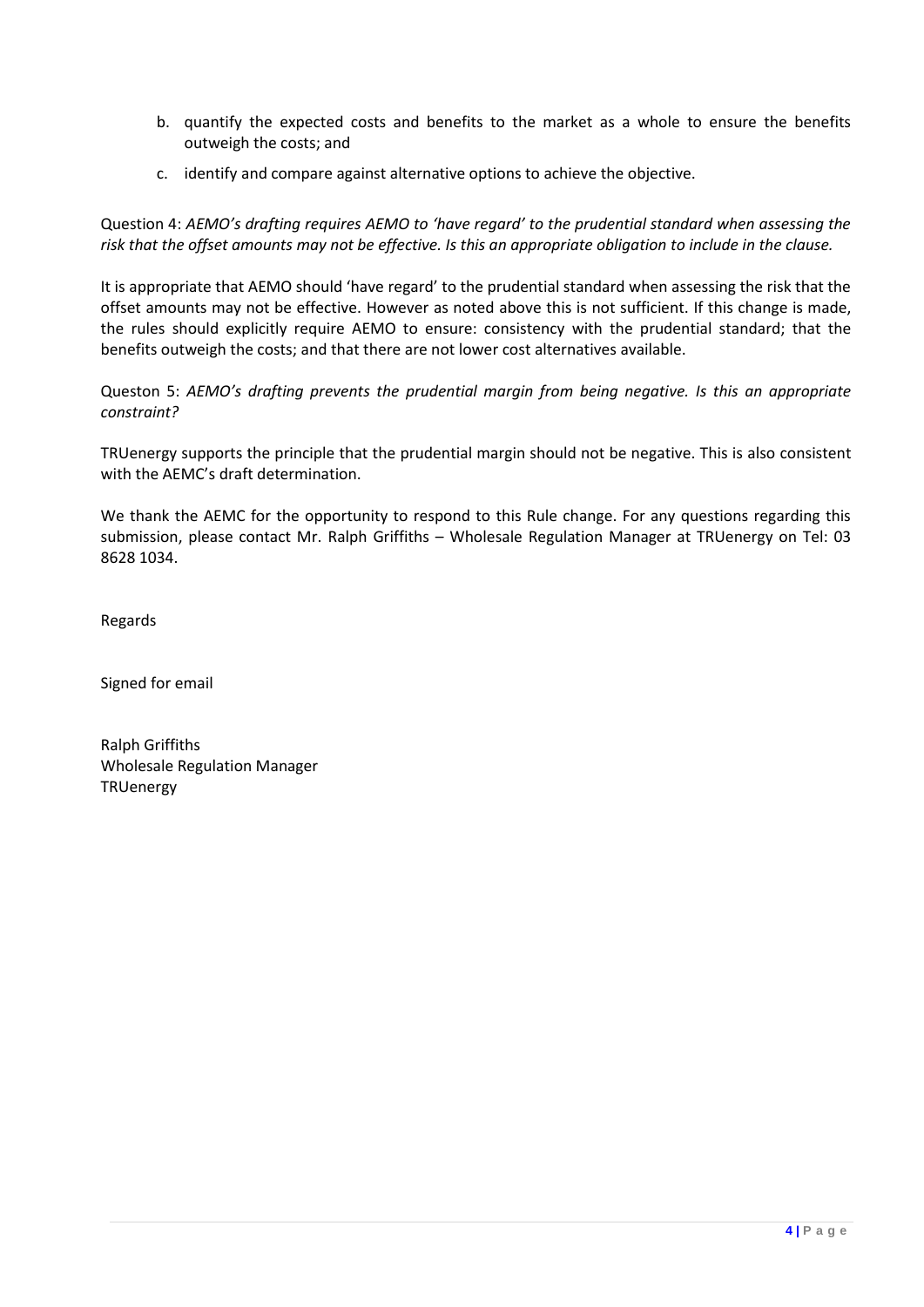b. quantify the expected costs and benefits to the market as a whole to ensure the benefits outweigh the costs; and

c. identify and compare against alternative options to achieve the objective.

Question 4: *AEMO's drafting requires AEMO to 'have regard' to the prudential standard when assessing the risk that the offset amounts may not be effective. Is this an appropriate obligation to include in the clause.*

It is appropriate that AEMO should 'have regard' to the prudential standard when assessing the risk that the offset amounts may not be effective. However as noted above this is not sufficient. If this change is made, the rules should explicitly require AEMO to ensure: consistency with the prudential standard; that the benefits outweigh the costs; and that there are not lower cost alternatives available.

Queston 5: *AEMO's drafting prevents the prudential margin from being negative. Is this an appropriate constraint?*

TRUenergy supports the principle that the prudential margin should not be negative. This is also consistent with the AEMC's draft determination.

We thank the AEMC for the opportunity to respond to this Rule change. For any questions regarding this submission, please contact Mr. Ralph Griffiths – Wholesale Regulation Manager at TRUenergy on Tel: 03 8628 1034.

Regards

Signed for email

Ralph Griffiths
Wholesale Regulation Manager
TRUenergy